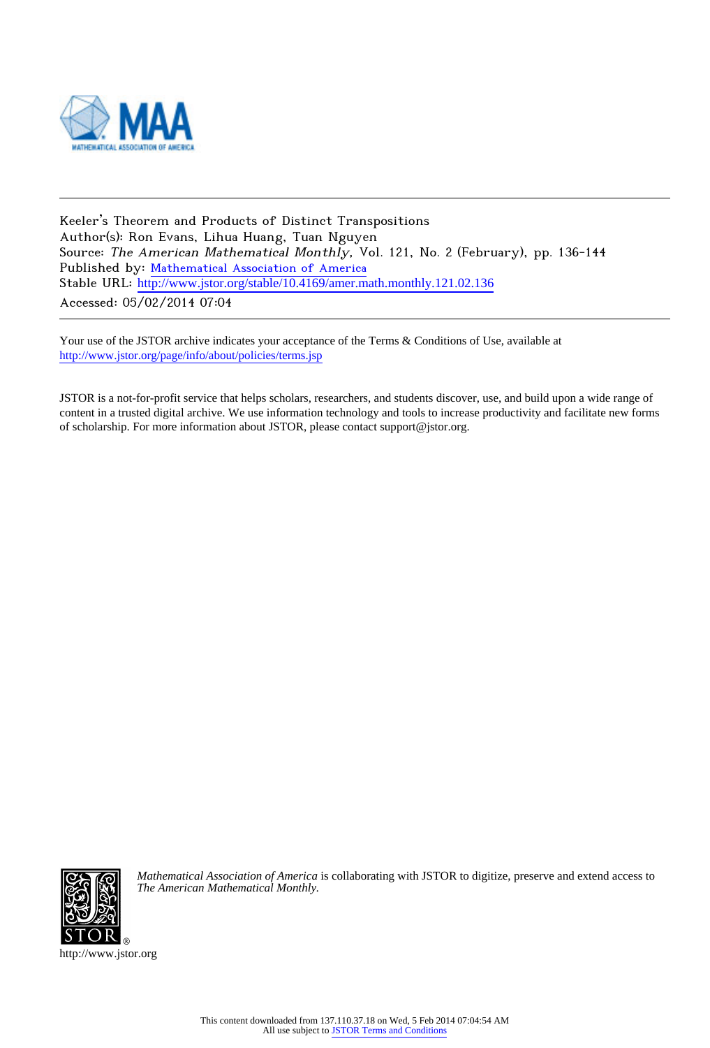Keeler's Theorem and Products of Distinct Transpositions
Author(s): Ron Evans, Lihua Huang, Tuan Nguyen
Source: *The American Mathematical Monthly*, Vol. 121, No. 2 (February), pp. 136-144
Published by: Mathematical Association of America
Stable URL: http://www.jstor.org/stable/10.4169/amer.math.monthly.121.02.136
Accessed: 05/02/2014 07:04

Your use of the JSTOR archive indicates your acceptance of the Terms & Conditions of Use, available at http://www.jstor.org/page/info/about/policies/terms.jsp

JSTOR is a not-for-profit service that helps scholars, researchers, and students discover, use, and build upon a wide range of content in a trusted digital archive. We use information technology and tools to increase productivity and facilitate new forms of scholarship. For more information about JSTOR, please contact support@jstor.org.

*Mathematical Association of America* is collaborating with JSTOR to digitize, preserve and extend access to *The American Mathematical Monthly.*

http://www.jstor.org

This content downloaded from 137.110.37.18 on Wed, 5 Feb 2014 07:04:54 AM
All use subject to JSTOR Terms and Conditions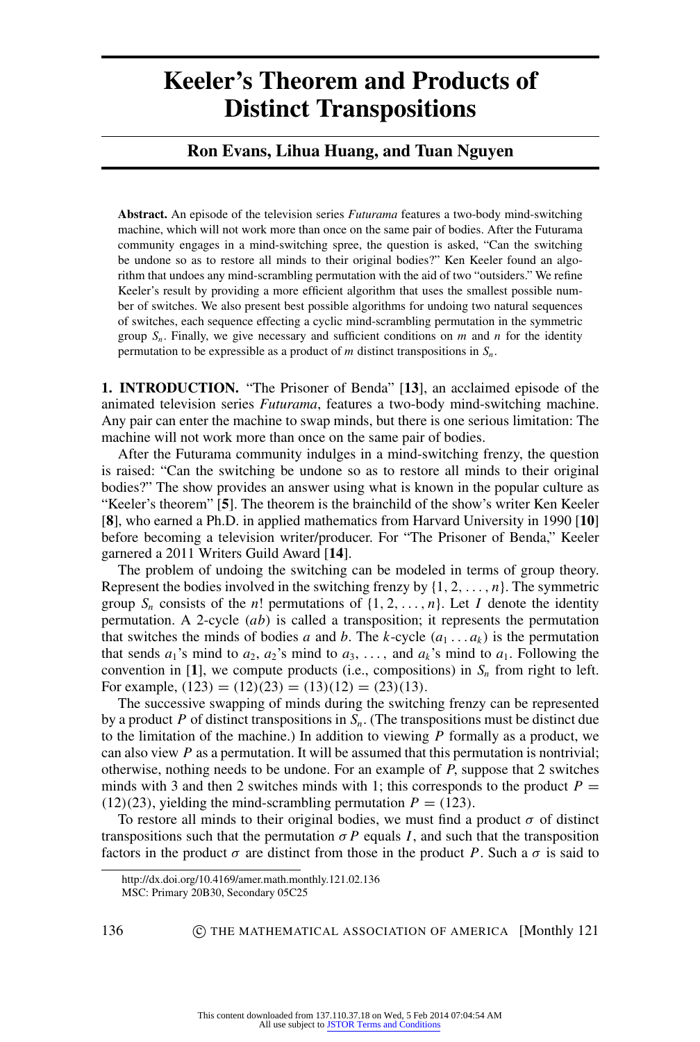# Keeler's Theorem and Products of Distinct Transpositions

**Ron Evans, Lihua Huang, and Tuan Nguyen**

**Abstract.** An episode of the television series *Futurama* features a two-body mind-switching machine, which will not work more than once on the same pair of bodies. After the Futurama community engages in a mind-switching spree, the question is asked, "Can the switching be undone so as to restore all minds to their original bodies?" Ken Keeler found an algorithm that undoes any mind-scrambling permutation with the aid of two "outsiders." We refine Keeler's result by providing a more efficient algorithm that uses the smallest possible number of switches. We also present best possible algorithms for undoing two natural sequences of switches, each sequence effecting a cyclic mind-scrambling permutation in the symmetric group $S_n$. Finally, we give necessary and sufficient conditions on $m$ and $n$ for the identity permutation to be expressible as a product of $m$ distinct transpositions in $S_n$.

**1. INTRODUCTION.** "The Prisoner of Benda" [**13**], an acclaimed episode of the animated television series *Futurama*, features a two-body mind-switching machine. Any pair can enter the machine to swap minds, but there is one serious limitation: The machine will not work more than once on the same pair of bodies.

After the Futurama community indulges in a mind-switching frenzy, the question is raised: "Can the switching be undone so as to restore all minds to their original bodies?" The show provides an answer using what is known in the popular culture as "Keeler's theorem" [**5**]. The theorem is the brainchild of the show's writer Ken Keeler [**8**], who earned a Ph.D. in applied mathematics from Harvard University in 1990 [**10**] before becoming a television writer/producer. For "The Prisoner of Benda," Keeler garnered a 2011 Writers Guild Award [**14**].

The problem of undoing the switching can be modeled in terms of group theory. Represent the bodies involved in the switching frenzy by $\{1, 2, \ldots, n\}$. The symmetric group $S_n$ consists of the $n!$ permutations of $\{1, 2, \ldots, n\}$. Let $I$ denote the identity permutation. A 2-cycle $(ab)$ is called a transposition; it represents the permutation that switches the minds of bodies $a$ and $b$. The $k$-cycle $(a_1 \ldots a_k)$ is the permutation that sends $a_1$'s mind to $a_2$, $a_2$'s mind to $a_3$, $\ldots$, and $a_k$'s mind to $a_1$. Following the convention in [**1**], we compute products (i.e., compositions) in $S_n$ from right to left. For example, $(123) = (12)(23) = (13)(12) = (23)(13)$.

The successive swapping of minds during the switching frenzy can be represented by a product $P$ of distinct transpositions in $S_n$. (The transpositions must be distinct due to the limitation of the machine.) In addition to viewing $P$ formally as a product, we can also view $P$ as a permutation. It will be assumed that this permutation is nontrivial; otherwise, nothing needs to be undone. For an example of $P$, suppose that 2 switches minds with 3 and then 2 switches minds with 1; this corresponds to the product $P = (12)(23)$, yielding the mind-scrambling permutation $P = (123)$.

To restore all minds to their original bodies, we must find a product $\sigma$ of distinct transpositions such that the permutation $\sigma P$ equals $I$, and such that the transposition factors in the product $\sigma$ are distinct from those in the product $P$. Such a $\sigma$ is said to

http://dx.doi.org/10.4169/amer.math.monthly.121.02.136
MSC: Primary 20B30, Secondary 05C25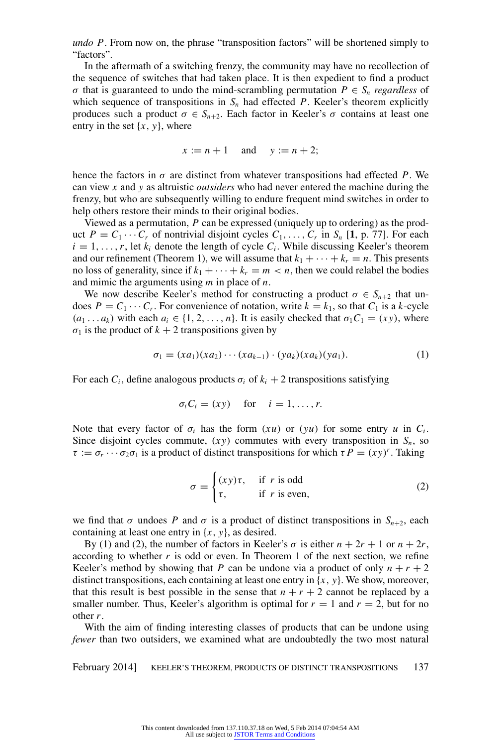*undo* $P$. From now on, the phrase "transposition factors" will be shortened simply to "factors".

In the aftermath of a switching frenzy, the community may have no recollection of the sequence of switches that had taken place. It is then expedient to find a product $\sigma$ that is guaranteed to undo the mind-scrambling permutation $P \in S_n$ *regardless* of which sequence of transpositions in $S_n$ had effected $P$. Keeler's theorem explicitly produces such a product $\sigma \in S_{n+2}$. Each factor in Keeler's $\sigma$ contains at least one entry in the set $\{x, y\}$, where

$$x := n + 1 \quad \text{and} \quad y := n + 2;$$

hence the factors in $\sigma$ are distinct from whatever transpositions had effected $P$. We can view $x$ and $y$ as altruistic *outsiders* who had never entered the machine during the frenzy, but who are subsequently willing to endure frequent mind switches in order to help others restore their minds to their original bodies.

Viewed as a permutation, $P$ can be expressed (uniquely up to ordering) as the product $P = C_1 \cdots C_r$ of nontrivial disjoint cycles $C_1, \ldots, C_r$ in $S_n$ [**1**, p. 77]. For each $i = 1, \ldots, r$, let $k_i$ denote the length of cycle $C_i$. While discussing Keeler's theorem and our refinement (Theorem 1), we will assume that $k_1 + \cdots + k_r = n$. This presents no loss of generality, since if $k_1 + \cdots + k_r = m < n$, then we could relabel the bodies and mimic the arguments using $m$ in place of $n$.

We now describe Keeler's method for constructing a product $\sigma \in S_{n+2}$ that undoes $P = C_1 \cdots C_r$. For convenience of notation, write $k = k_1$, so that $C_1$ is a $k$-cycle $(a_1 \ldots a_k)$ with each $a_i \in \{1, 2, \ldots, n\}$. It is easily checked that $\sigma_1 C_1 = (xy)$, where $\sigma_1$ is the product of $k + 2$ transpositions given by

$$\sigma_1 = (xa_1)(xa_2)\cdots(xa_{k-1}) \cdot (ya_k)(xa_k)(ya_1). \tag{1}$$

For each $C_i$, define analogous products $\sigma_i$ of $k_i + 2$ transpositions satisfying

$$\sigma_i C_i = (xy) \quad \text{for} \quad i = 1, \ldots, r.$$

Note that every factor of $\sigma_i$ has the form $(xu)$ or $(yu)$ for some entry $u$ in $C_i$. Since disjoint cycles commute, $(xy)$ commutes with every transposition in $S_n$, so $\tau := \sigma_r \cdots \sigma_2 \sigma_1$ is a product of distinct transpositions for which $\tau P = (xy)^r$. Taking

$$\sigma = \begin{cases} (xy)\tau, & \text{if } r \text{ is odd} \\ \tau, & \text{if } r \text{ is even,} \end{cases} \tag{2}$$

we find that $\sigma$ undoes $P$ and $\sigma$ is a product of distinct transpositions in $S_{n+2}$, each containing at least one entry in $\{x, y\}$, as desired.

By (1) and (2), the number of factors in Keeler's $\sigma$ is either $n + 2r + 1$ or $n + 2r$, according to whether $r$ is odd or even. In Theorem 1 of the next section, we refine Keeler's method by showing that $P$ can be undone via a product of only $n + r + 2$ distinct transpositions, each containing at least one entry in $\{x, y\}$. We show, moreover, that this result is best possible in the sense that $n + r + 2$ cannot be replaced by a smaller number. Thus, Keeler's algorithm is optimal for $r = 1$ and $r = 2$, but for no other $r$.

With the aim of finding interesting classes of products that can be undone using *fewer* than two outsiders, we examined what are undoubtedly the two most natural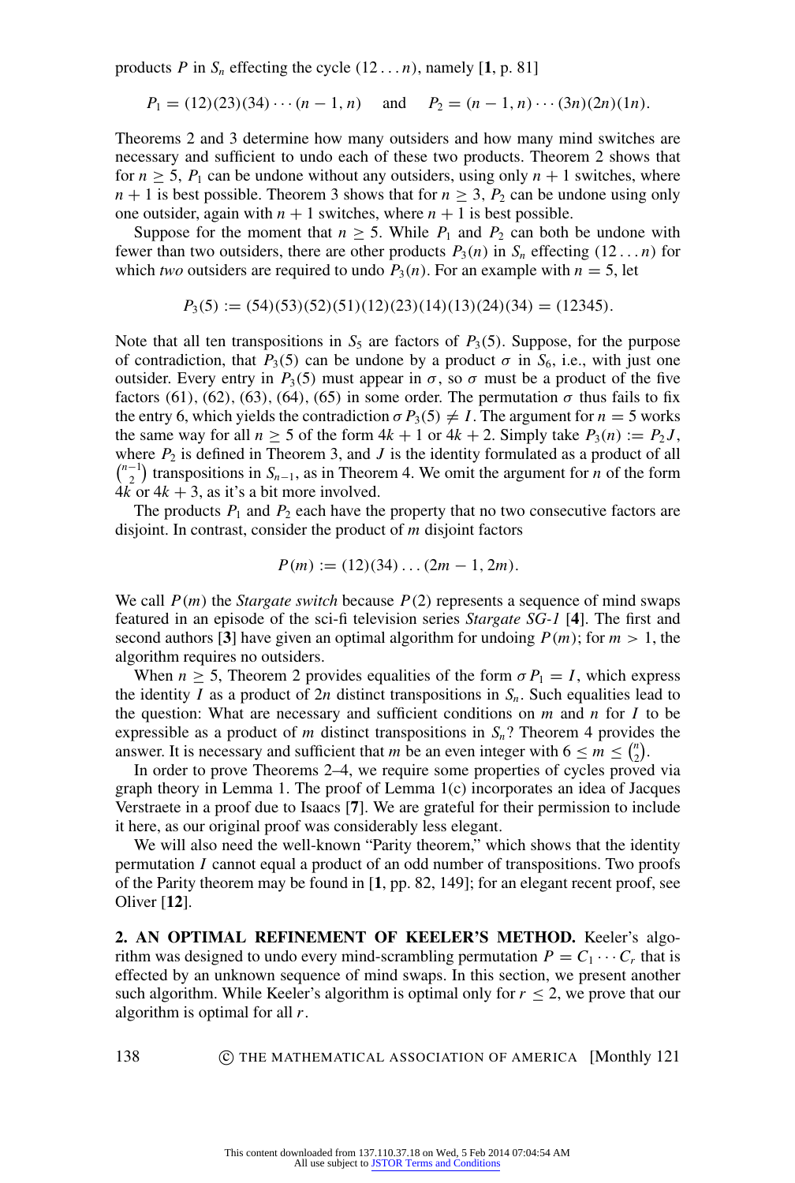products $P$ in $S_n$ effecting the cycle $(12\ldots n)$, namely [**1**, p. 81]

$$P_1 = (12)(23)(34)\cdots(n-1,n) \quad \text{and} \quad P_2 = (n-1,n)\cdots(3n)(2n)(1n).$$

Theorems 2 and 3 determine how many outsiders and how many mind switches are necessary and sufficient to undo each of these two products. Theorem 2 shows that for $n \geq 5$, $P_1$ can be undone without any outsiders, using only $n+1$ switches, where $n+1$ is best possible. Theorem 3 shows that for $n \geq 3$, $P_2$ can be undone using only one outsider, again with $n+1$ switches, where $n+1$ is best possible.

Suppose for the moment that $n \geq 5$. While $P_1$ and $P_2$ can both be undone with fewer than two outsiders, there are other products $P_3(n)$ in $S_n$ effecting $(12\ldots n)$ for which *two* outsiders are required to undo $P_3(n)$. For an example with $n = 5$, let

$$P_3(5) := (54)(53)(52)(51)(12)(23)(14)(13)(24)(34) = (12345).$$

Note that all ten transpositions in $S_5$ are factors of $P_3(5)$. Suppose, for the purpose of contradiction, that $P_3(5)$ can be undone by a product $\sigma$ in $S_6$, i.e., with just one outsider. Every entry in $P_3(5)$ must appear in $\sigma$, so $\sigma$ must be a product of the five factors (61), (62), (63), (64), (65) in some order. The permutation $\sigma$ thus fails to fix the entry 6, which yields the contradiction $\sigma P_3(5) \neq I$. The argument for $n = 5$ works the same way for all $n \geq 5$ of the form $4k+1$ or $4k+2$. Simply take $P_3(n) := P_2 J$, where $P_2$ is defined in Theorem 3, and $J$ is the identity formulated as a product of all $\binom{n-1}{2}$ transpositions in $S_{n-1}$, as in Theorem 4. We omit the argument for $n$ of the form $4k$ or $4k+3$, as it's a bit more involved.

The products $P_1$ and $P_2$ each have the property that no two consecutive factors are disjoint. In contrast, consider the product of $m$ disjoint factors

$$P(m) := (12)(34)\ldots(2m-1, 2m).$$

We call $P(m)$ the *Stargate switch* because $P(2)$ represents a sequence of mind swaps featured in an episode of the sci-fi television series *Stargate SG-1* [**4**]. The first and second authors [**3**] have given an optimal algorithm for undoing $P(m)$; for $m > 1$, the algorithm requires no outsiders.

When $n \geq 5$, Theorem 2 provides equalities of the form $\sigma P_1 = I$, which express the identity $I$ as a product of $2n$ distinct transpositions in $S_n$. Such equalities lead to the question: What are necessary and sufficient conditions on $m$ and $n$ for $I$ to be expressible as a product of $m$ distinct transpositions in $S_n$? Theorem 4 provides the answer. It is necessary and sufficient that $m$ be an even integer with $6 \leq m \leq \binom{n}{2}$.

In order to prove Theorems 2–4, we require some properties of cycles proved via graph theory in Lemma 1. The proof of Lemma 1(c) incorporates an idea of Jacques Verstraete in a proof due to Isaacs [**7**]. We are grateful for their permission to include it here, as our original proof was considerably less elegant.

We will also need the well-known "Parity theorem," which shows that the identity permutation $I$ cannot equal a product of an odd number of transpositions. Two proofs of the Parity theorem may be found in [**1**, pp. 82, 149]; for an elegant recent proof, see Oliver [**12**].

## 2. AN OPTIMAL REFINEMENT OF KEELER'S METHOD.

Keeler's algorithm was designed to undo every mind-scrambling permutation $P = C_1 \cdots C_r$ that is effected by an unknown sequence of mind swaps. In this section, we present another such algorithm. While Keeler's algorithm is optimal only for $r \leq 2$, we prove that our algorithm is optimal for all $r$.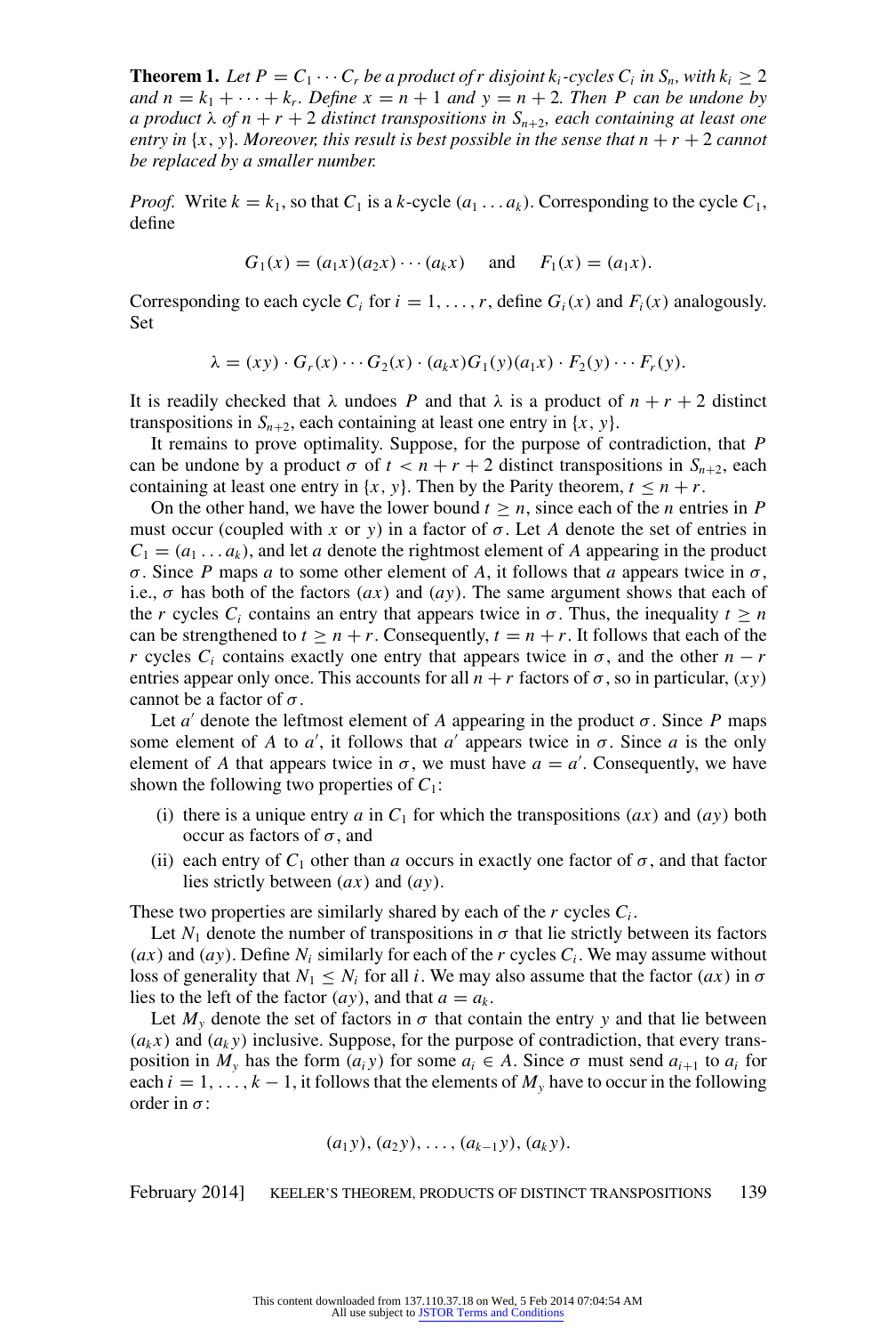**Theorem 1.** *Let $P = C_1 \cdots C_r$ be a product of $r$ disjoint $k_i$-cycles $C_i$ in $S_n$, with $k_i \geq 2$ and $n = k_1 + \cdots + k_r$. Define $x = n+1$ and $y = n+2$. Then $P$ can be undone by a product $\lambda$ of $n + r + 2$ distinct transpositions in $S_{n+2}$, each containing at least one entry in $\{x, y\}$. Moreover, this result is best possible in the sense that $n + r + 2$ cannot be replaced by a smaller number.*

*Proof.* Write $k = k_1$, so that $C_1$ is a $k$-cycle $(a_1 \ldots a_k)$. Corresponding to the cycle $C_1$, define

$$G_1(x) = (a_1x)(a_2x)\cdots(a_kx) \quad \text{and} \quad F_1(x) = (a_1x).$$

Corresponding to each cycle $C_i$ for $i = 1, \ldots, r$, define $G_i(x)$ and $F_i(x)$ analogously. Set

$$\lambda = (xy) \cdot G_r(x) \cdots G_2(x) \cdot (a_kx)G_1(y)(a_1x) \cdot F_2(y) \cdots F_r(y).$$

It is readily checked that $\lambda$ undoes $P$ and that $\lambda$ is a product of $n + r + 2$ distinct transpositions in $S_{n+2}$, each containing at least one entry in $\{x, y\}$.

It remains to prove optimality. Suppose, for the purpose of contradiction, that $P$ can be undone by a product $\sigma$ of $t < n + r + 2$ distinct transpositions in $S_{n+2}$, each containing at least one entry in $\{x, y\}$. Then by the Parity theorem, $t \leq n + r$.

On the other hand, we have the lower bound $t \geq n$, since each of the $n$ entries in $P$ must occur (coupled with $x$ or $y$) in a factor of $\sigma$. Let $A$ denote the set of entries in $C_1 = (a_1 \ldots a_k)$, and let $a$ denote the rightmost element of $A$ appearing in the product $\sigma$. Since $P$ maps $a$ to some other element of $A$, it follows that $a$ appears twice in $\sigma$, i.e., $\sigma$ has both of the factors $(ax)$ and $(ay)$. The same argument shows that each of the $r$ cycles $C_i$ contains an entry that appears twice in $\sigma$. Thus, the inequality $t \geq n$ can be strengthened to $t \geq n + r$. Consequently, $t = n + r$. It follows that each of the $r$ cycles $C_i$ contains exactly one entry that appears twice in $\sigma$, and the other $n - r$ entries appear only once. This accounts for all $n + r$ factors of $\sigma$, so in particular, $(xy)$ cannot be a factor of $\sigma$.

Let $a'$ denote the leftmost element of $A$ appearing in the product $\sigma$. Since $P$ maps some element of $A$ to $a'$, it follows that $a'$ appears twice in $\sigma$. Since $a$ is the only element of $A$ that appears twice in $\sigma$, we must have $a = a'$. Consequently, we have shown the following two properties of $C_1$:

(i) there is a unique entry $a$ in $C_1$ for which the transpositions $(ax)$ and $(ay)$ both occur as factors of $\sigma$, and

(ii) each entry of $C_1$ other than $a$ occurs in exactly one factor of $\sigma$, and that factor lies strictly between $(ax)$ and $(ay)$.

These two properties are similarly shared by each of the $r$ cycles $C_i$.

Let $N_1$ denote the number of transpositions in $\sigma$ that lie strictly between its factors $(ax)$ and $(ay)$. Define $N_i$ similarly for each of the $r$ cycles $C_i$. We may assume without loss of generality that $N_1 \leq N_i$ for all $i$. We may also assume that the factor $(ax)$ in $\sigma$ lies to the left of the factor $(ay)$, and that $a = a_k$.

Let $M_y$ denote the set of factors in $\sigma$ that contain the entry $y$ and that lie between $(a_kx)$ and $(a_ky)$ inclusive. Suppose, for the purpose of contradiction, that every transposition in $M_y$ has the form $(a_iy)$ for some $a_i \in A$. Since $\sigma$ must send $a_{i+1}$ to $a_i$ for each $i = 1, \ldots, k-1$, it follows that the elements of $M_y$ have to occur in the following order in $\sigma$:

$$(a_1y), (a_2y), \ldots, (a_{k-1}y), (a_ky).$$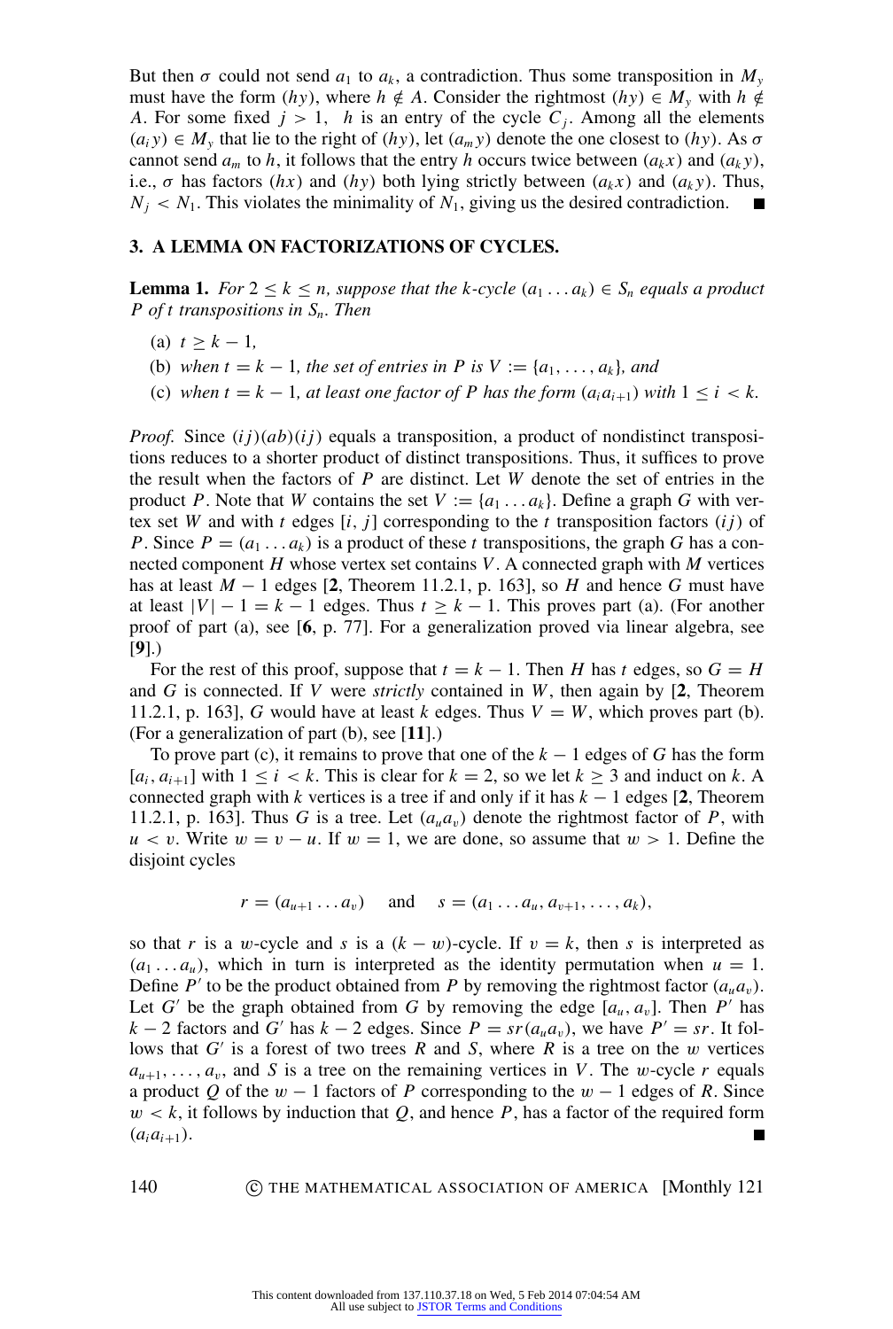But then $\sigma$ could not send $a_1$ to $a_k$, a contradiction. Thus some transposition in $M_y$ must have the form $(hy)$, where $h \notin A$. Consider the rightmost $(hy) \in M_y$ with $h \notin A$. For some fixed $j > 1$, $h$ is an entry of the cycle $C_j$. Among all the elements $(a_i y) \in M_y$ that lie to the right of $(hy)$, let $(a_m y)$ denote the one closest to $(hy)$. As $\sigma$ cannot send $a_m$ to $h$, it follows that the entry $h$ occurs twice between $(a_k x)$ and $(a_k y)$, i.e., $\sigma$ has factors $(hx)$ and $(hy)$ both lying strictly between $(a_k x)$ and $(a_k y)$. Thus, $N_j < N_1$. This violates the minimality of $N_1$, giving us the desired contradiction. ■

## 3. A LEMMA ON FACTORIZATIONS OF CYCLES.

**Lemma 1.** *For $2 \le k \le n$, suppose that the $k$-cycle $(a_1 \dots a_k) \in S_n$ equals a product $P$ of $t$ transpositions in $S_n$. Then*

(a) $t \ge k - 1$,

(b) *when $t = k - 1$, the set of entries in $P$ is $V := \{a_1, \dots, a_k\}$, and*

(c) *when $t = k - 1$, at least one factor of $P$ has the form $(a_i a_{i+1})$ with $1 \le i < k$.*

*Proof.* Since $(ij)(ab)(ij)$ equals a transposition, a product of nondistinct transpositions reduces to a shorter product of distinct transpositions. Thus, it suffices to prove the result when the factors of $P$ are distinct. Let $W$ denote the set of entries in the product $P$. Note that $W$ contains the set $V := \{a_1 \dots a_k\}$. Define a graph $G$ with vertex set $W$ and with $t$ edges $[i, j]$ corresponding to the $t$ transposition factors $(ij)$ of $P$. Since $P = (a_1 \dots a_k)$ is a product of these $t$ transpositions, the graph $G$ has a connected component $H$ whose vertex set contains $V$. A connected graph with $M$ vertices has at least $M - 1$ edges [**2**, Theorem 11.2.1, p. 163], so $H$ and hence $G$ must have at least $|V| - 1 = k - 1$ edges. Thus $t \ge k - 1$. This proves part (a). (For another proof of part (a), see [**6**, p. 77]. For a generalization proved via linear algebra, see [**9**].)

For the rest of this proof, suppose that $t = k - 1$. Then $H$ has $t$ edges, so $G = H$ and $G$ is connected. If $V$ were *strictly* contained in $W$, then again by [**2**, Theorem 11.2.1, p. 163], $G$ would have at least $k$ edges. Thus $V = W$, which proves part (b). (For a generalization of part (b), see [**11**].)

To prove part (c), it remains to prove that one of the $k - 1$ edges of $G$ has the form $[a_i, a_{i+1}]$ with $1 \le i < k$. This is clear for $k = 2$, so we let $k \ge 3$ and induct on $k$. A connected graph with $k$ vertices is a tree if and only if it has $k - 1$ edges [**2**, Theorem 11.2.1, p. 163]. Thus $G$ is a tree. Let $(a_u a_v)$ denote the rightmost factor of $P$, with $u < v$. Write $w = v - u$. If $w = 1$, we are done, so assume that $w > 1$. Define the disjoint cycles

$$r = (a_{u+1} \dots a_v) \quad \text{and} \quad s = (a_1 \dots a_u, a_{v+1}, \dots, a_k),$$

so that $r$ is a $w$-cycle and $s$ is a $(k - w)$-cycle. If $v = k$, then $s$ is interpreted as $(a_1 \dots a_u)$, which in turn is interpreted as the identity permutation when $u = 1$. Define $P'$ to be the product obtained from $P$ by removing the rightmost factor $(a_u a_v)$. Let $G'$ be the graph obtained from $G$ by removing the edge $[a_u, a_v]$. Then $P'$ has $k - 2$ factors and $G'$ has $k - 2$ edges. Since $P = sr(a_u a_v)$, we have $P' = sr$. It follows that $G'$ is a forest of two trees $R$ and $S$, where $R$ is a tree on the $w$ vertices $a_{u+1}, \dots, a_v$, and $S$ is a tree on the remaining vertices in $V$. The $w$-cycle $r$ equals a product $Q$ of the $w - 1$ factors of $P$ corresponding to the $w - 1$ edges of $R$. Since $w < k$, it follows by induction that $Q$, and hence $P$, has a factor of the required form $(a_i a_{i+1})$. ■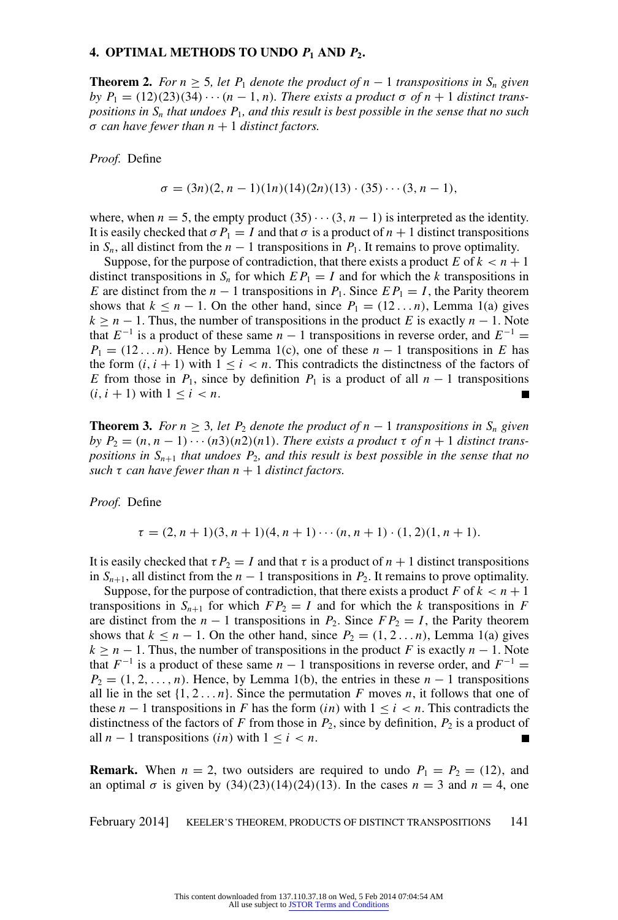## 4. OPTIMAL METHODS TO UNDO $P_1$ AND $P_2$.

**Theorem 2.** *For $n \geq 5$, let $P_1$ denote the product of $n-1$ transpositions in $S_n$ given by $P_1 = (12)(23)(34)\cdots(n-1,n)$. There exists a product $\sigma$ of $n+1$ distinct transpositions in $S_n$ that undoes $P_1$, and this result is best possible in the sense that no such $\sigma$ can have fewer than $n+1$ distinct factors.*

*Proof.* Define

$$\sigma = (3n)(2,n-1)(1n)(14)(2n)(13)\cdot(35)\cdots(3,n-1),$$

where, when $n = 5$, the empty product $(35)\cdots(3,n-1)$ is interpreted as the identity. It is easily checked that $\sigma P_1 = I$ and that $\sigma$ is a product of $n+1$ distinct transpositions in $S_n$, all distinct from the $n-1$ transpositions in $P_1$. It remains to prove optimality.

Suppose, for the purpose of contradiction, that there exists a product $E$ of $k < n+1$ distinct transpositions in $S_n$ for which $EP_1 = I$ and for which the $k$ transpositions in $E$ are distinct from the $n-1$ transpositions in $P_1$. Since $EP_1 = I$, the Parity theorem shows that $k \leq n-1$. On the other hand, since $P_1 = (12\ldots n)$, Lemma 1(a) gives $k \geq n-1$. Thus, the number of transpositions in the product $E$ is exactly $n-1$. Note that $E^{-1}$ is a product of these same $n-1$ transpositions in reverse order, and $E^{-1} = P_1 = (12\ldots n)$. Hence by Lemma 1(c), one of these $n-1$ transpositions in $E$ has the form $(i,i+1)$ with $1 \leq i < n$. This contradicts the distinctness of the factors of $E$ from those in $P_1$, since by definition $P_1$ is a product of all $n-1$ transpositions $(i,i+1)$ with $1 \leq i < n$. ■

**Theorem 3.** *For $n \geq 3$, let $P_2$ denote the product of $n-1$ transpositions in $S_n$ given by $P_2 = (n,n-1)\cdots(n3)(n2)(n1)$. There exists a product $\tau$ of $n+1$ distinct transpositions in $S_{n+1}$ that undoes $P_2$, and this result is best possible in the sense that no such $\tau$ can have fewer than $n+1$ distinct factors.*

*Proof.* Define

$$\tau = (2,n+1)(3,n+1)(4,n+1)\cdots(n,n+1)\cdot(1,2)(1,n+1).$$

It is easily checked that $\tau P_2 = I$ and that $\tau$ is a product of $n+1$ distinct transpositions in $S_{n+1}$, all distinct from the $n-1$ transpositions in $P_2$. It remains to prove optimality.

Suppose, for the purpose of contradiction, that there exists a product $F$ of $k < n+1$ transpositions in $S_{n+1}$ for which $FP_2 = I$ and for which the $k$ transpositions in $F$ are distinct from the $n-1$ transpositions in $P_2$. Since $FP_2 = I$, the Parity theorem shows that $k \leq n-1$. On the other hand, since $P_2 = (1,2\ldots n)$, Lemma 1(a) gives $k \geq n-1$. Thus, the number of transpositions in the product $F$ is exactly $n-1$. Note that $F^{-1}$ is a product of these same $n-1$ transpositions in reverse order, and $F^{-1} = P_2 = (1,2,\ldots,n)$. Hence, by Lemma 1(b), the entries in these $n-1$ transpositions all lie in the set $\{1,2\ldots n\}$. Since the permutation $F$ moves $n$, it follows that one of these $n-1$ transpositions in $F$ has the form $(in)$ with $1 \leq i < n$. This contradicts the distinctness of the factors of $F$ from those in $P_2$, since by definition, $P_2$ is a product of all $n-1$ transpositions $(in)$ with $1 \leq i < n$. ■

**Remark.** When $n = 2$, two outsiders are required to undo $P_1 = P_2 = (12)$, and an optimal $\sigma$ is given by $(34)(23)(14)(24)(13)$. In the cases $n = 3$ and $n = 4$, one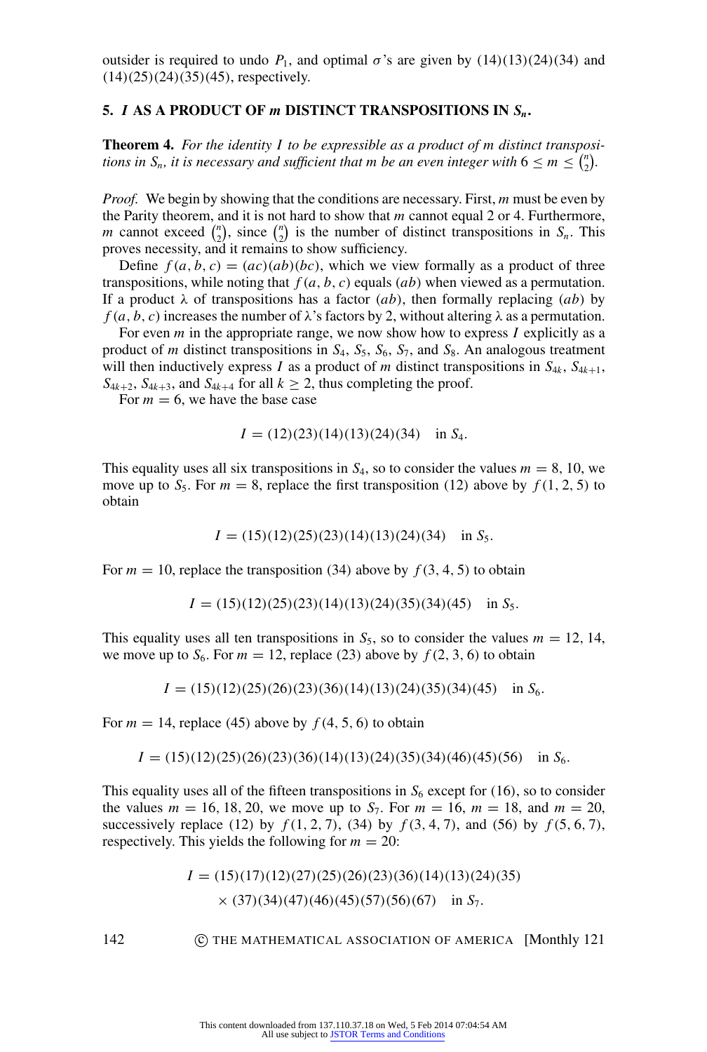outsider is required to undo $P_1$, and optimal $\sigma$'s are given by (14)(13)(24)(34) and (14)(25)(24)(35)(45), respectively.

## 5. *I* AS A PRODUCT OF *m* DISTINCT TRANSPOSITIONS IN $S_n$.

**Theorem 4.** *For the identity $I$ to be expressible as a product of m distinct transpositions in $S_n$, it is necessary and sufficient that m be an even integer with $6 \le m \le \binom{n}{2}$.*

*Proof.* We begin by showing that the conditions are necessary. First, $m$ must be even by the Parity theorem, and it is not hard to show that $m$ cannot equal 2 or 4. Furthermore, $m$ cannot exceed $\binom{n}{2}$, since $\binom{n}{2}$ is the number of distinct transpositions in $S_n$. This proves necessity, and it remains to show sufficiency.

Define $f(a, b, c) = (ac)(ab)(bc)$, which we view formally as a product of three transpositions, while noting that $f(a, b, c)$ equals $(ab)$ when viewed as a permutation. If a product $\lambda$ of transpositions has a factor $(ab)$, then formally replacing $(ab)$ by $f(a, b, c)$ increases the number of $\lambda$'s factors by 2, without altering $\lambda$ as a permutation.

For even $m$ in the appropriate range, we now show how to express $I$ explicitly as a product of $m$ distinct transpositions in $S_4$, $S_5$, $S_6$, $S_7$, and $S_8$. An analogous treatment will then inductively express $I$ as a product of $m$ distinct transpositions in $S_{4k}$, $S_{4k+1}$, $S_{4k+2}$, $S_{4k+3}$, and $S_{4k+4}$ for all $k \ge 2$, thus completing the proof.

For $m = 6$, we have the base case

$$I = (12)(23)(14)(13)(24)(34) \quad \text{in } S_4.$$

This equality uses all six transpositions in $S_4$, so to consider the values $m = 8, 10$, we move up to $S_5$. For $m = 8$, replace the first transposition (12) above by $f(1, 2, 5)$ to obtain

$$I = (15)(12)(25)(23)(14)(13)(24)(34) \quad \text{in } S_5.$$

For $m = 10$, replace the transposition (34) above by $f(3, 4, 5)$ to obtain

$$I = (15)(12)(25)(23)(14)(13)(24)(35)(34)(45) \quad \text{in } S_5.$$

This equality uses all ten transpositions in $S_5$, so to consider the values $m = 12, 14$, we move up to $S_6$. For $m = 12$, replace (23) above by $f(2, 3, 6)$ to obtain

$$I = (15)(12)(25)(26)(23)(36)(14)(13)(24)(35)(34)(45) \quad \text{in } S_6.$$

For $m = 14$, replace (45) above by $f(4, 5, 6)$ to obtain

$$I = (15)(12)(25)(26)(23)(36)(14)(13)(24)(35)(34)(46)(45)(56) \quad \text{in } S_6.$$

This equality uses all of the fifteen transpositions in $S_6$ except for (16), so to consider the values $m = 16, 18, 20$, we move up to $S_7$. For $m = 16$, $m = 18$, and $m = 20$, successively replace (12) by $f(1, 2, 7)$, (34) by $f(3, 4, 7)$, and (56) by $f(5, 6, 7)$, respectively. This yields the following for $m = 20$:

$$\begin{aligned} I = {} & (15)(17)(12)(27)(25)(26)(23)(36)(14)(13)(24)(35) \\ & \times (37)(34)(47)(46)(45)(57)(56)(67) \quad \text{in } S_7. \end{aligned}$$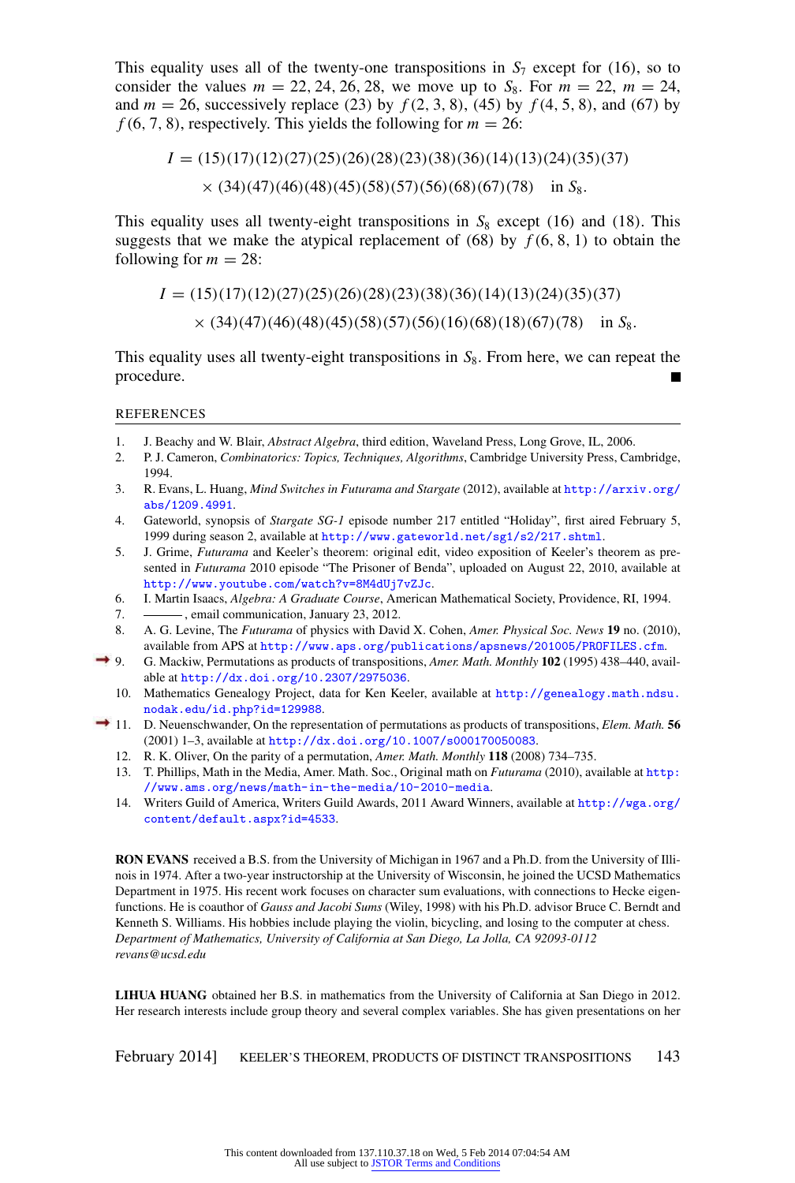This equality uses all of the twenty-one transpositions in $S_7$ except for (16), so to consider the values $m = 22, 24, 26, 28$, we move up to $S_8$. For $m = 22$, $m = 24$, and $m = 26$, successively replace (23) by $f(2, 3, 8)$, (45) by $f(4, 5, 8)$, and (67) by $f(6, 7, 8)$, respectively. This yields the following for $m = 26$:

$$I = (15)(17)(12)(27)(25)(26)(28)(23)(38)(36)(14)(13)(24)(35)(37)$$
$$\times (34)(47)(46)(48)(45)(58)(57)(56)(68)(67)(78) \quad \text{in } S_8.$$

This equality uses all twenty-eight transpositions in $S_8$ except (16) and (18). This suggests that we make the atypical replacement of (68) by $f(6, 8, 1)$ to obtain the following for $m = 28$:

$$I = (15)(17)(12)(27)(25)(26)(28)(23)(38)(36)(14)(13)(24)(35)(37)$$
$$\times (34)(47)(46)(48)(45)(58)(57)(56)(16)(68)(18)(67)(78) \quad \text{in } S_8.$$

This equality uses all twenty-eight transpositions in $S_8$. From here, we can repeat the procedure. ■

## REFERENCES

1. J. Beachy and W. Blair, *Abstract Algebra*, third edition, Waveland Press, Long Grove, IL, 2006.
2. P. J. Cameron, *Combinatorics: Topics, Techniques, Algorithms*, Cambridge University Press, Cambridge, 1994.
3. R. Evans, L. Huang, *Mind Switches in Futurama and Stargate* (2012), available at http://arxiv.org/abs/1209.4991.
4. Gateworld, synopsis of *Stargate SG-1* episode number 217 entitled "Holiday", first aired February 5, 1999 during season 2, available at http://www.gateworld.net/sg1/s2/217.shtml.
5. J. Grime, *Futurama* and Keeler's theorem: original edit, video exposition of Keeler's theorem as presented in *Futurama* 2010 episode "The Prisoner of Benda", uploaded on August 22, 2010, available at http://www.youtube.com/watch?v=8M4dUj7vZJc.
6. I. Martin Isaacs, *Algebra: A Graduate Course*, American Mathematical Society, Providence, RI, 1994.
7. ———, email communication, January 23, 2012.
8. A. G. Levine, The *Futurama* of physics with David X. Cohen, *Amer. Physical Soc. News* **19** no. (2010), available from APS at http://www.aps.org/publications/apsnews/201005/PROFILES.cfm.
9. G. Mackiw, Permutations as products of transpositions, *Amer. Math. Monthly* **102** (1995) 438–440, available at http://dx.doi.org/10.2307/2975036.
10. Mathematics Genealogy Project, data for Ken Keeler, available at http://genealogy.math.ndsu.nodak.edu/id.php?id=129988.
11. D. Neuenschwander, On the representation of permutations as products of transpositions, *Elem. Math.* **56** (2001) 1–3, available at http://dx.doi.org/10.1007/s000170050083.
12. R. K. Oliver, On the parity of a permutation, *Amer. Math. Monthly* **118** (2008) 734–735.
13. T. Phillips, Math in the Media, Amer. Math. Soc., Original math on *Futurama* (2010), available at http://www.ams.org/news/math-in-the-media/10-2010-media.
14. Writers Guild of America, Writers Guild Awards, 2011 Award Winners, available at http://wga.org/content/default.aspx?id=4533.

**RON EVANS** received a B.S. from the University of Michigan in 1967 and a Ph.D. from the University of Illinois in 1974. After a two-year instructorship at the University of Wisconsin, he joined the UCSD Mathematics Department in 1975. His recent work focuses on character sum evaluations, with connections to Hecke eigenfunctions. He is coauthor of *Gauss and Jacobi Sums* (Wiley, 1998) with his Ph.D. advisor Bruce C. Berndt and Kenneth S. Williams. His hobbies include playing the violin, bicycling, and losing to the computer at chess.
*Department of Mathematics, University of California at San Diego, La Jolla, CA 92093-0112*
*revans@ucsd.edu*

**LIHUA HUANG** obtained her B.S. in mathematics from the University of California at San Diego in 2012. Her research interests include group theory and several complex variables. She has given presentations on her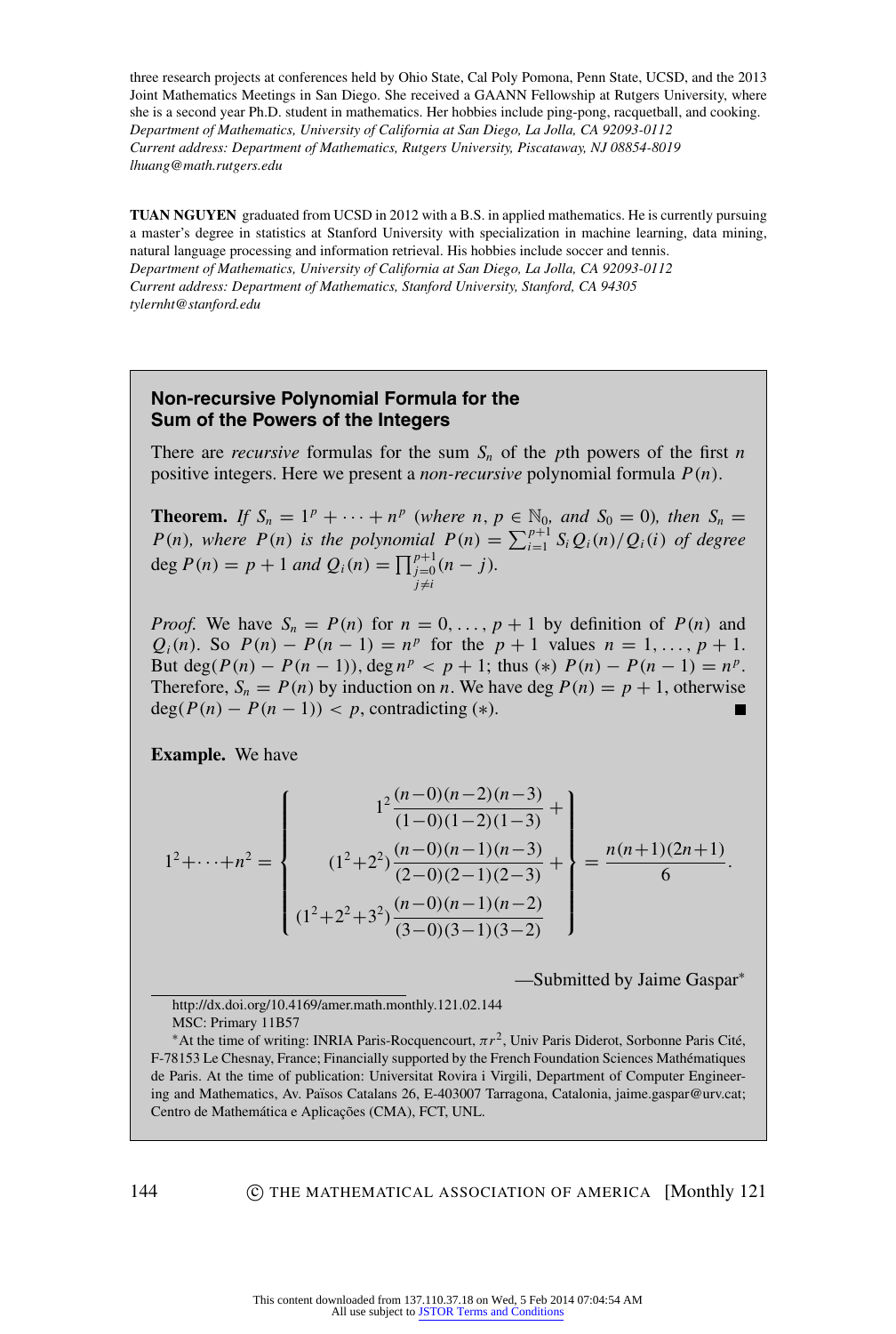three research projects at conferences held by Ohio State, Cal Poly Pomona, Penn State, UCSD, and the 2013 Joint Mathematics Meetings in San Diego. She received a GAANN Fellowship at Rutgers University, where she is a second year Ph.D. student in mathematics. Her hobbies include ping-pong, racquetball, and cooking.
*Department of Mathematics, University of California at San Diego, La Jolla, CA 92093-0112*
*Current address: Department of Mathematics, Rutgers University, Piscataway, NJ 08854-8019*
*lhuang@math.rutgers.edu*

**TUAN NGUYEN** graduated from UCSD in 2012 with a B.S. in applied mathematics. He is currently pursuing a master's degree in statistics at Stanford University with specialization in machine learning, data mining, natural language processing and information retrieval. His hobbies include soccer and tennis.
*Department of Mathematics, University of California at San Diego, La Jolla, CA 92093-0112*
*Current address: Department of Mathematics, Stanford University, Stanford, CA 94305*
*tylernht@stanford.edu*

## Non-recursive Polynomial Formula for the Sum of the Powers of the Integers

There are *recursive* formulas for the sum $S_n$ of the $p$th powers of the first $n$ positive integers. Here we present a *non-recursive* polynomial formula $P(n)$.

**Theorem.** *If $S_n = 1^p + \cdots + n^p$ (where $n, p \in \mathbb{N}_0$, and $S_0 = 0$), then $S_n = P(n)$, where $P(n)$ is the polynomial $P(n) = \sum_{i=1}^{p+1} S_i Q_i(n)/Q_i(i)$ of degree $\deg P(n) = p + 1$ and $Q_i(n) = \prod_{\substack{j=0 \\ j\neq i}}^{p+1}(n - j)$.*

*Proof.* We have $S_n = P(n)$ for $n = 0, \ldots, p + 1$ by definition of $P(n)$ and $Q_i(n)$. So $P(n) - P(n-1) = n^p$ for the $p + 1$ values $n = 1, \ldots, p + 1$. But $\deg(P(n) - P(n-1)), \deg n^p < p + 1$; thus $(*)$ $P(n) - P(n-1) = n^p$. Therefore, $S_n = P(n)$ by induction on $n$. We have $\deg P(n) = p + 1$, otherwise $\deg(P(n) - P(n-1)) < p$, contradicting $(*)$. ∎

**Example.** We have

$$1^2+\cdots+n^2 = \left\{ \begin{array}{r} 1^2\,\dfrac{(n-0)(n-2)(n-3)}{(1-0)(1-2)(1-3)} + \\[2ex] (1^2+2^2)\,\dfrac{(n-0)(n-1)(n-3)}{(2-0)(2-1)(2-3)} + \\[2ex] (1^2+2^2+3^2)\,\dfrac{(n-0)(n-1)(n-2)}{(3-0)(3-1)(3-2)} \end{array} \right\} = \frac{n(n+1)(2n+1)}{6}.$$

—Submitted by Jaime Gaspar*

http://dx.doi.org/10.4169/amer.math.monthly.121.02.144
MSC: Primary 11B57

*At the time of writing: INRIA Paris-Rocquencourt, $\pi r^2$, Univ Paris Diderot, Sorbonne Paris Cité, F-78153 Le Chesnay, France; Financially supported by the French Foundation Sciences Mathématiques de Paris. At the time of publication: Universitat Rovira i Virgili, Department of Computer Engineering and Mathematics, Av. Països Catalans 26, E-403007 Tarragona, Catalonia, jaime.gaspar@urv.cat; Centro de Mathemática e Aplicações (CMA), FCT, UNL.